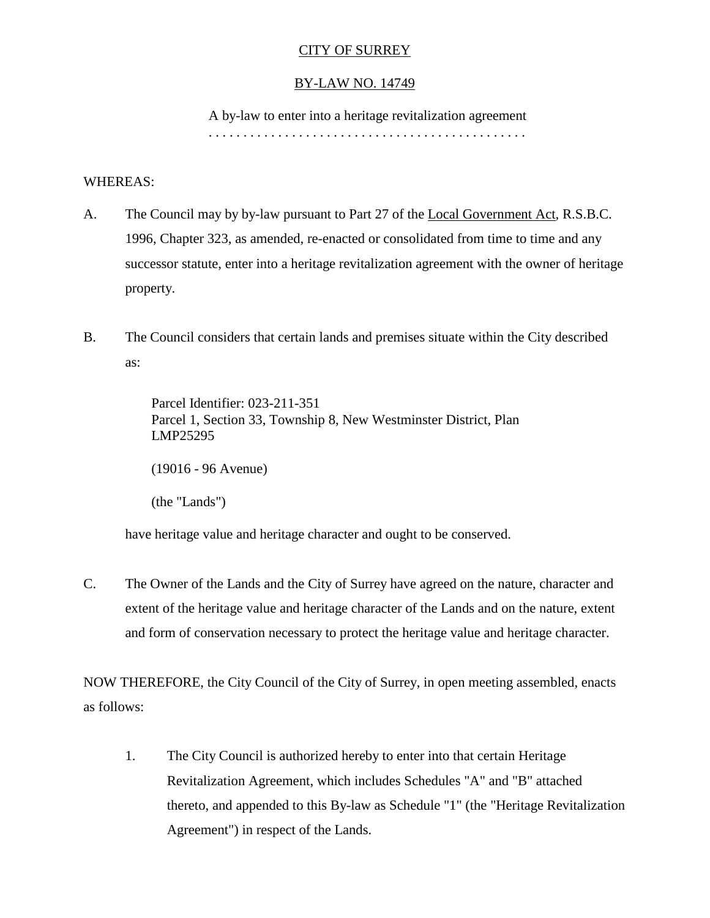# CITY OF SURREY

## BY-LAW NO. 14749

A by-law to enter into a heritage revitalization agreement
. . . . . . . . . . . . . . . . . . . . . . . . . . . . . . . . . . . . . . . . . . . . .

WHEREAS:

A. The Council may by by-law pursuant to Part 27 of the Local Government Act, R.S.B.C. 1996, Chapter 323, as amended, re-enacted or consolidated from time to time and any successor statute, enter into a heritage revitalization agreement with the owner of heritage property.

B. The Council considers that certain lands and premises situate within the City described as:

> Parcel Identifier: 023-211-351
> Parcel 1, Section 33, Township 8, New Westminster District, Plan LMP25295
>
> (19016 - 96 Avenue)
>
> (the "Lands")

have heritage value and heritage character and ought to be conserved.

C. The Owner of the Lands and the City of Surrey have agreed on the nature, character and extent of the heritage value and heritage character of the Lands and on the nature, extent and form of conservation necessary to protect the heritage value and heritage character.

NOW THEREFORE, the City Council of the City of Surrey, in open meeting assembled, enacts as follows:

1. The City Council is authorized hereby to enter into that certain Heritage Revitalization Agreement, which includes Schedules "A" and "B" attached thereto, and appended to this By-law as Schedule "1" (the "Heritage Revitalization Agreement") in respect of the Lands.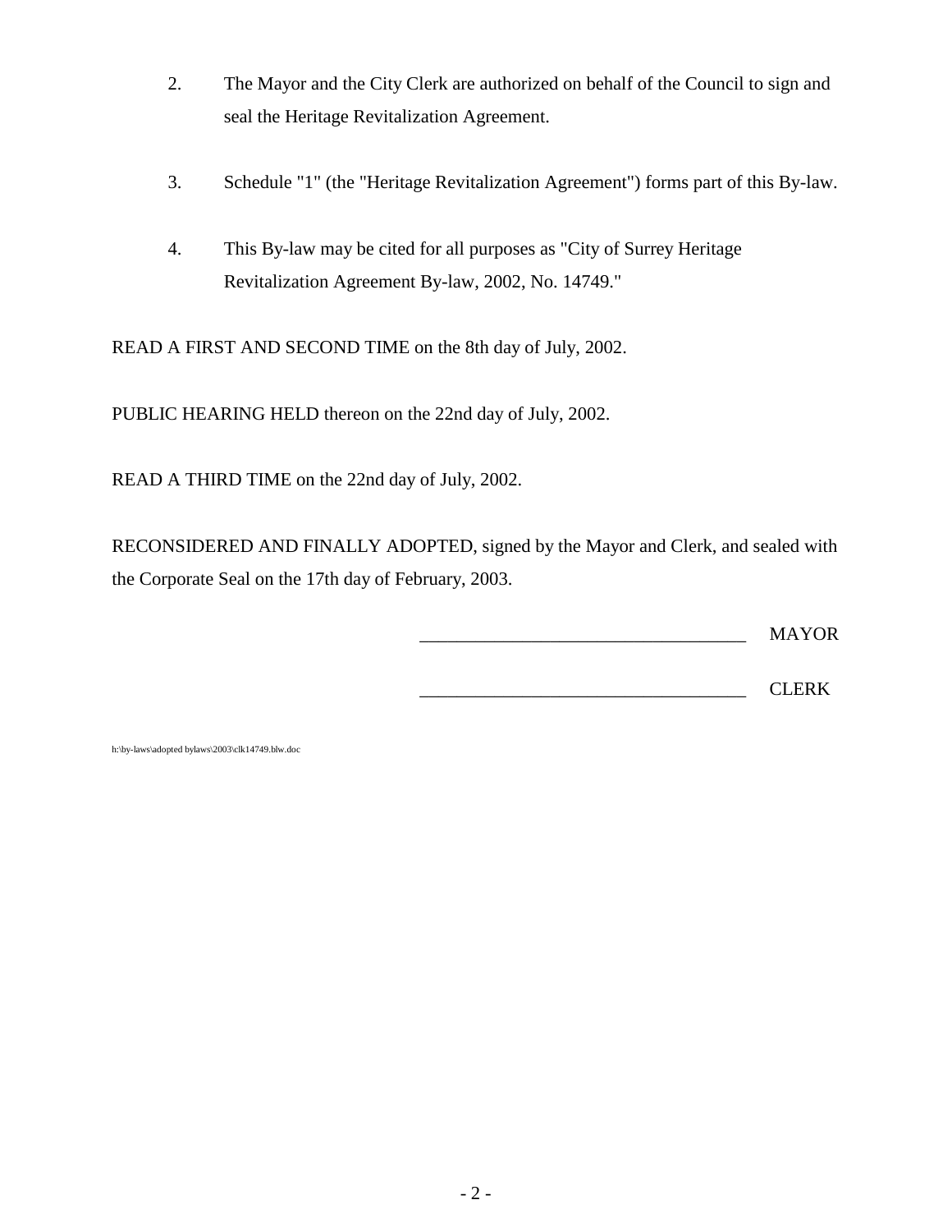2. The Mayor and the City Clerk are authorized on behalf of the Council to sign and seal the Heritage Revitalization Agreement.

3. Schedule "1" (the "Heritage Revitalization Agreement") forms part of this By-law.

4. This By-law may be cited for all purposes as "City of Surrey Heritage Revitalization Agreement By-law, 2002, No. 14749."

READ A FIRST AND SECOND TIME on the 8th day of July, 2002.

PUBLIC HEARING HELD thereon on the 22nd day of July, 2002.

READ A THIRD TIME on the 22nd day of July, 2002.

RECONSIDERED AND FINALLY ADOPTED, signed by the Mayor and Clerk, and sealed with the Corporate Seal on the 17th day of February, 2003.

___________________________________ MAYOR

___________________________________ CLERK

h:\by-laws\adopted bylaws\2003\clk14749.blw.doc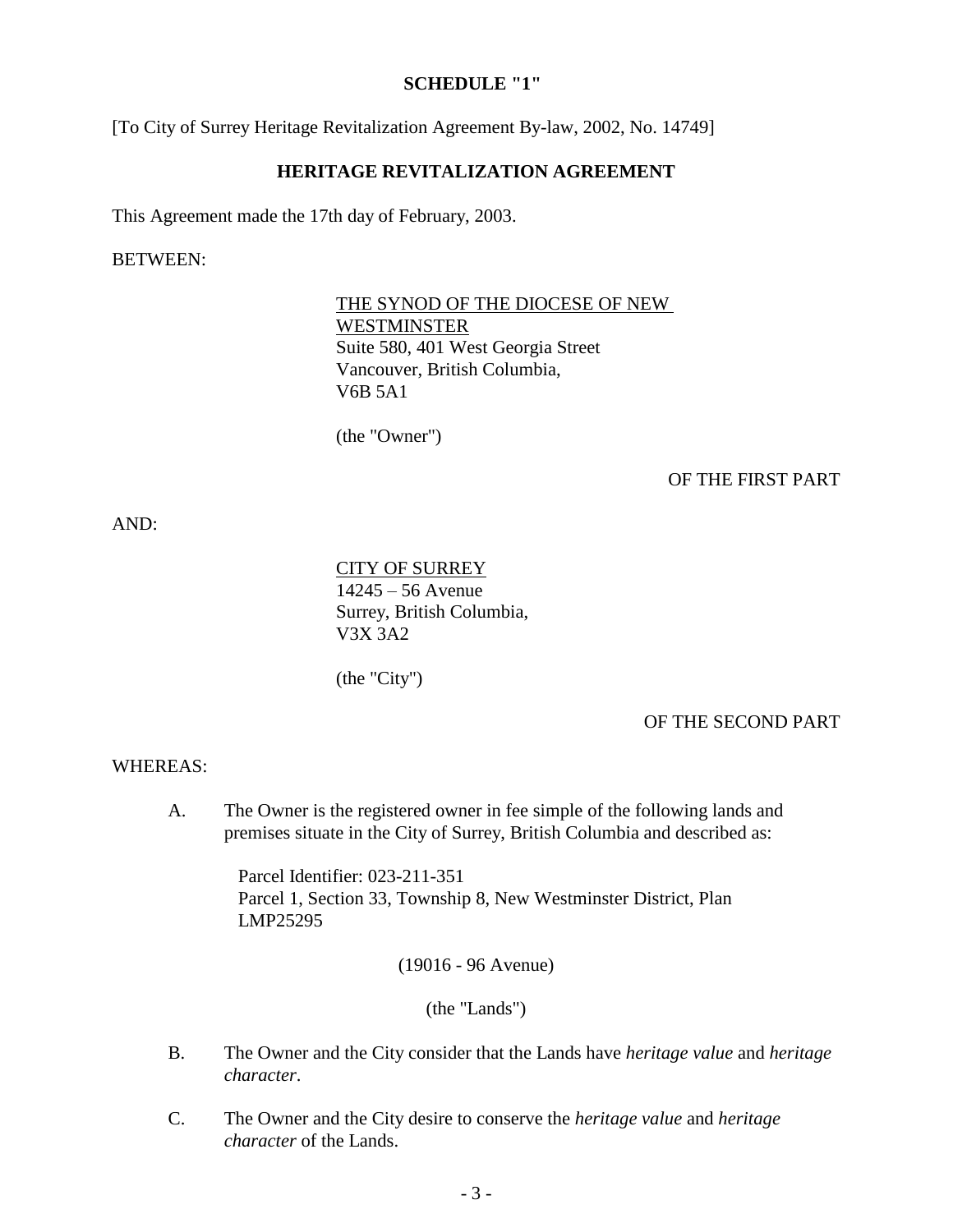**SCHEDULE "1"**

[To City of Surrey Heritage Revitalization Agreement By-law, 2002, No. 14749]

**HERITAGE REVITALIZATION AGREEMENT**

This Agreement made the 17th day of February, 2003.

BETWEEN:

THE SYNOD OF THE DIOCESE OF NEW WESTMINSTER
Suite 580, 401 West Georgia Street
Vancouver, British Columbia,
V6B 5A1

(the "Owner")

OF THE FIRST PART

AND:

CITY OF SURREY
14245 – 56 Avenue
Surrey, British Columbia,
V3X 3A2

(the "City")

OF THE SECOND PART

WHEREAS:

A. The Owner is the registered owner in fee simple of the following lands and premises situate in the City of Surrey, British Columbia and described as:

Parcel Identifier: 023-211-351
Parcel 1, Section 33, Township 8, New Westminster District, Plan LMP25295

(19016 - 96 Avenue)

(the "Lands")

B. The Owner and the City consider that the Lands have *heritage value* and *heritage character*.

C. The Owner and the City desire to conserve the *heritage value* and *heritage character* of the Lands.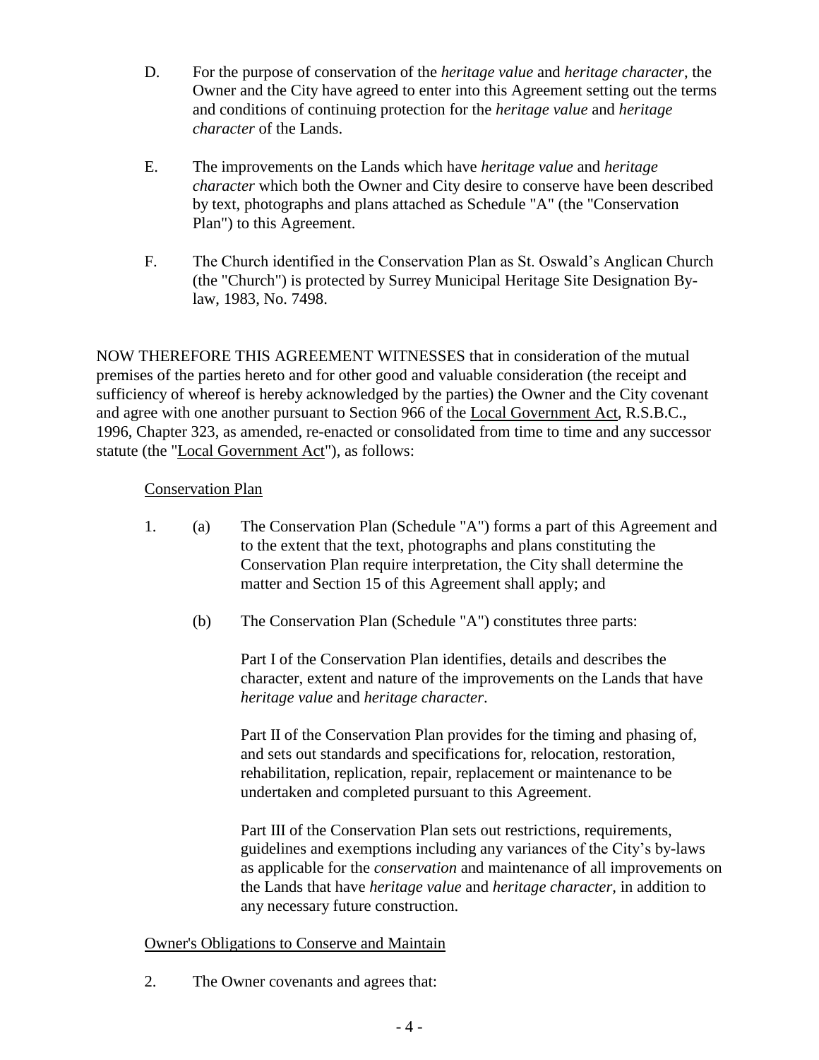D. For the purpose of conservation of the *heritage value* and *heritage character*, the Owner and the City have agreed to enter into this Agreement setting out the terms and conditions of continuing protection for the *heritage value* and *heritage character* of the Lands.

E. The improvements on the Lands which have *heritage value* and *heritage character* which both the Owner and City desire to conserve have been described by text, photographs and plans attached as Schedule "A" (the "Conservation Plan") to this Agreement.

F. The Church identified in the Conservation Plan as St. Oswald's Anglican Church (the "Church") is protected by Surrey Municipal Heritage Site Designation By-law, 1983, No. 7498.

NOW THEREFORE THIS AGREEMENT WITNESSES that in consideration of the mutual premises of the parties hereto and for other good and valuable consideration (the receipt and sufficiency of whereof is hereby acknowledged by the parties) the Owner and the City covenant and agree with one another pursuant to Section 966 of the <u>Local Government Act</u>, R.S.B.C., 1996, Chapter 323, as amended, re-enacted or consolidated from time to time and any successor statute (the "<u>Local Government Act</u>"), as follows:

<u>Conservation Plan</u>

1. (a) The Conservation Plan (Schedule "A") forms a part of this Agreement and to the extent that the text, photographs and plans constituting the Conservation Plan require interpretation, the City shall determine the matter and Section 15 of this Agreement shall apply; and

   (b) The Conservation Plan (Schedule "A") constitutes three parts:

   Part I of the Conservation Plan identifies, details and describes the character, extent and nature of the improvements on the Lands that have *heritage value* and *heritage character*.

   Part II of the Conservation Plan provides for the timing and phasing of, and sets out standards and specifications for, relocation, restoration, rehabilitation, replication, repair, replacement or maintenance to be undertaken and completed pursuant to this Agreement.

   Part III of the Conservation Plan sets out restrictions, requirements, guidelines and exemptions including any variances of the City's by-laws as applicable for the *conservation* and maintenance of all improvements on the Lands that have *heritage value* and *heritage character*, in addition to any necessary future construction.

<u>Owner's Obligations to Conserve and Maintain</u>

2. The Owner covenants and agrees that: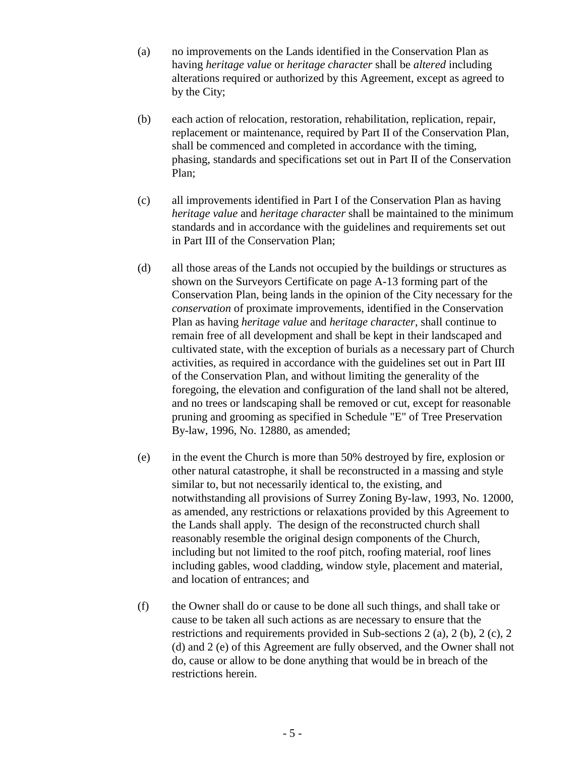(a) no improvements on the Lands identified in the Conservation Plan as having *heritage value* or *heritage character* shall be *altered* including alterations required or authorized by this Agreement, except as agreed to by the City;

(b) each action of relocation, restoration, rehabilitation, replication, repair, replacement or maintenance, required by Part II of the Conservation Plan, shall be commenced and completed in accordance with the timing, phasing, standards and specifications set out in Part II of the Conservation Plan;

(c) all improvements identified in Part I of the Conservation Plan as having *heritage value* and *heritage character* shall be maintained to the minimum standards and in accordance with the guidelines and requirements set out in Part III of the Conservation Plan;

(d) all those areas of the Lands not occupied by the buildings or structures as shown on the Surveyors Certificate on page A-13 forming part of the Conservation Plan, being lands in the opinion of the City necessary for the *conservation* of proximate improvements, identified in the Conservation Plan as having *heritage value* and *heritage character*, shall continue to remain free of all development and shall be kept in their landscaped and cultivated state, with the exception of burials as a necessary part of Church activities, as required in accordance with the guidelines set out in Part III of the Conservation Plan, and without limiting the generality of the foregoing, the elevation and configuration of the land shall not be altered, and no trees or landscaping shall be removed or cut, except for reasonable pruning and grooming as specified in Schedule "E" of Tree Preservation By-law, 1996, No. 12880, as amended;

(e) in the event the Church is more than 50% destroyed by fire, explosion or other natural catastrophe, it shall be reconstructed in a massing and style similar to, but not necessarily identical to, the existing, and notwithstanding all provisions of Surrey Zoning By-law, 1993, No. 12000, as amended, any restrictions or relaxations provided by this Agreement to the Lands shall apply. The design of the reconstructed church shall reasonably resemble the original design components of the Church, including but not limited to the roof pitch, roofing material, roof lines including gables, wood cladding, window style, placement and material, and location of entrances; and

(f) the Owner shall do or cause to be done all such things, and shall take or cause to be taken all such actions as are necessary to ensure that the restrictions and requirements provided in Sub-sections 2 (a), 2 (b), 2 (c), 2 (d) and 2 (e) of this Agreement are fully observed, and the Owner shall not do, cause or allow to be done anything that would be in breach of the restrictions herein.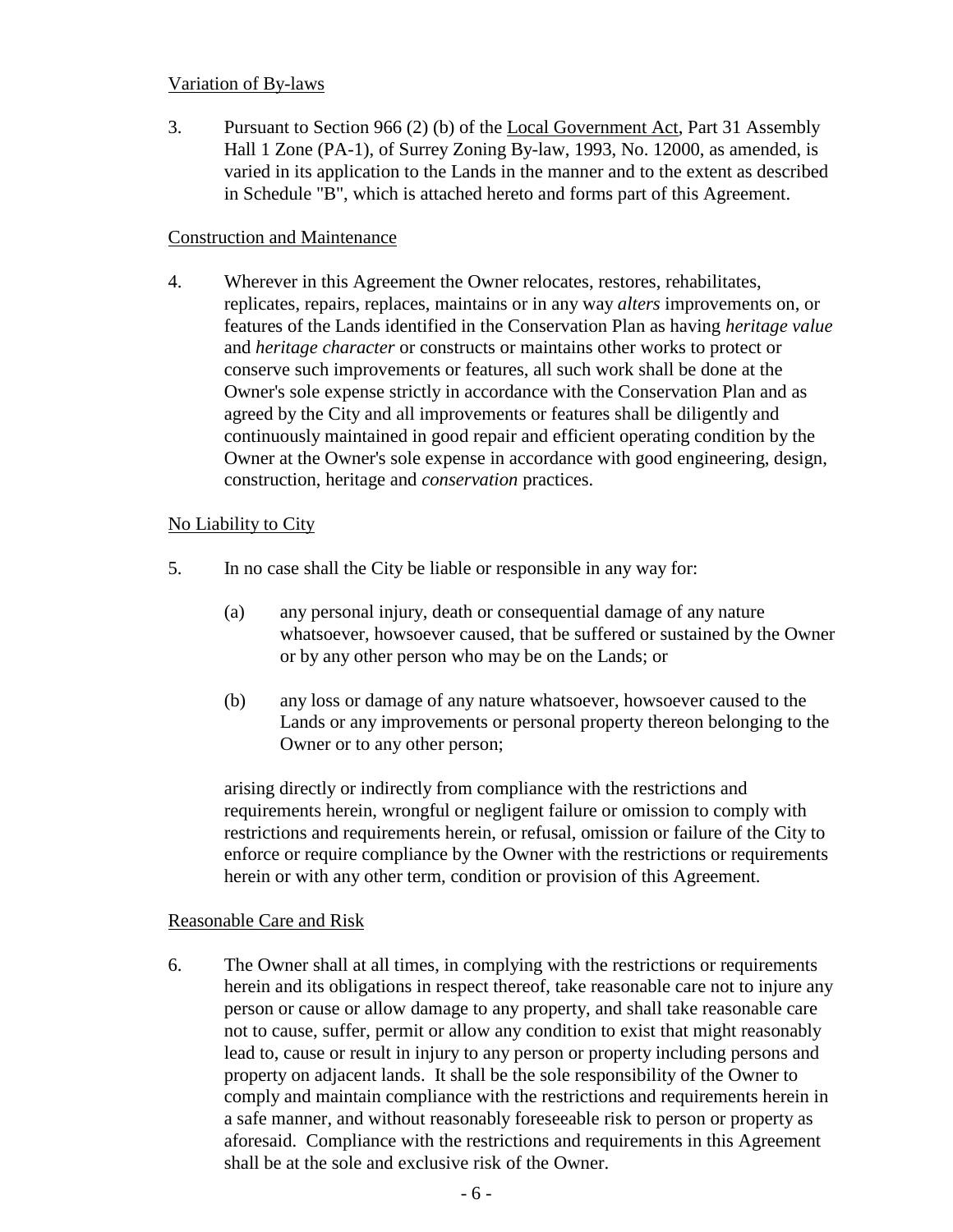Variation of By-laws

3. Pursuant to Section 966 (2) (b) of the Local Government Act, Part 31 Assembly Hall 1 Zone (PA-1), of Surrey Zoning By-law, 1993, No. 12000, as amended, is varied in its application to the Lands in the manner and to the extent as described in Schedule "B", which is attached hereto and forms part of this Agreement.

Construction and Maintenance

4. Wherever in this Agreement the Owner relocates, restores, rehabilitates, replicates, repairs, replaces, maintains or in any way *alters* improvements on, or features of the Lands identified in the Conservation Plan as having *heritage value* and *heritage character* or constructs or maintains other works to protect or conserve such improvements or features, all such work shall be done at the Owner's sole expense strictly in accordance with the Conservation Plan and as agreed by the City and all improvements or features shall be diligently and continuously maintained in good repair and efficient operating condition by the Owner at the Owner's sole expense in accordance with good engineering, design, construction, heritage and *conservation* practices.

No Liability to City

5. In no case shall the City be liable or responsible in any way for:

   (a) any personal injury, death or consequential damage of any nature whatsoever, howsoever caused, that be suffered or sustained by the Owner or by any other person who may be on the Lands; or

   (b) any loss or damage of any nature whatsoever, howsoever caused to the Lands or any improvements or personal property thereon belonging to the Owner or to any other person;

   arising directly or indirectly from compliance with the restrictions and requirements herein, wrongful or negligent failure or omission to comply with restrictions and requirements herein, or refusal, omission or failure of the City to enforce or require compliance by the Owner with the restrictions or requirements herein or with any other term, condition or provision of this Agreement.

Reasonable Care and Risk

6. The Owner shall at all times, in complying with the restrictions or requirements herein and its obligations in respect thereof, take reasonable care not to injure any person or cause or allow damage to any property, and shall take reasonable care not to cause, suffer, permit or allow any condition to exist that might reasonably lead to, cause or result in injury to any person or property including persons and property on adjacent lands. It shall be the sole responsibility of the Owner to comply and maintain compliance with the restrictions and requirements herein in a safe manner, and without reasonably foreseeable risk to person or property as aforesaid. Compliance with the restrictions and requirements in this Agreement shall be at the sole and exclusive risk of the Owner.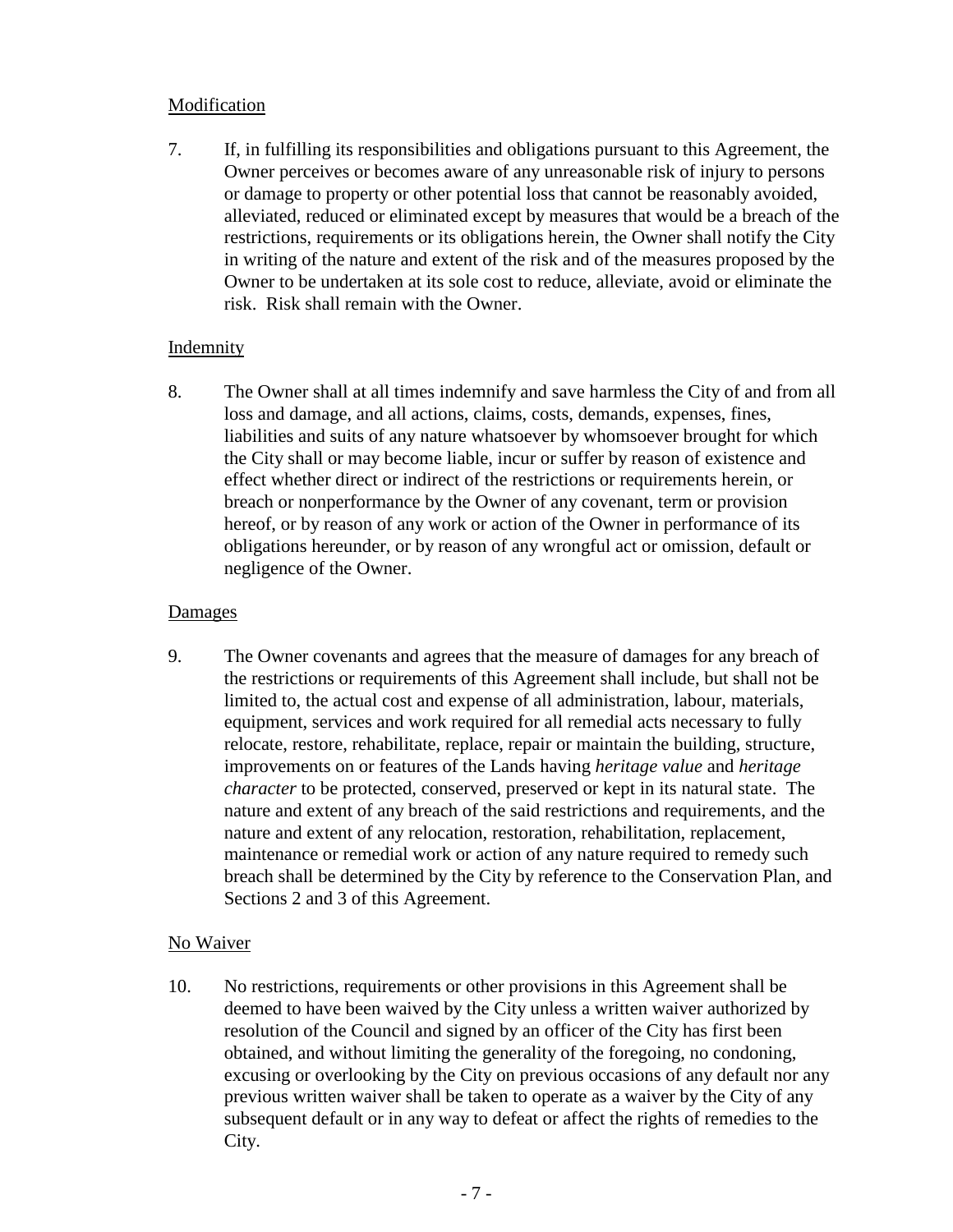Modification

7. If, in fulfilling its responsibilities and obligations pursuant to this Agreement, the Owner perceives or becomes aware of any unreasonable risk of injury to persons or damage to property or other potential loss that cannot be reasonably avoided, alleviated, reduced or eliminated except by measures that would be a breach of the restrictions, requirements or its obligations herein, the Owner shall notify the City in writing of the nature and extent of the risk and of the measures proposed by the Owner to be undertaken at its sole cost to reduce, alleviate, avoid or eliminate the risk. Risk shall remain with the Owner.

Indemnity

8. The Owner shall at all times indemnify and save harmless the City of and from all loss and damage, and all actions, claims, costs, demands, expenses, fines, liabilities and suits of any nature whatsoever by whomsoever brought for which the City shall or may become liable, incur or suffer by reason of existence and effect whether direct or indirect of the restrictions or requirements herein, or breach or nonperformance by the Owner of any covenant, term or provision hereof, or by reason of any work or action of the Owner in performance of its obligations hereunder, or by reason of any wrongful act or omission, default or negligence of the Owner.

Damages

9. The Owner covenants and agrees that the measure of damages for any breach of the restrictions or requirements of this Agreement shall include, but shall not be limited to, the actual cost and expense of all administration, labour, materials, equipment, services and work required for all remedial acts necessary to fully relocate, restore, rehabilitate, replace, repair or maintain the building, structure, improvements on or features of the Lands having *heritage value* and *heritage character* to be protected, conserved, preserved or kept in its natural state. The nature and extent of any breach of the said restrictions and requirements, and the nature and extent of any relocation, restoration, rehabilitation, replacement, maintenance or remedial work or action of any nature required to remedy such breach shall be determined by the City by reference to the Conservation Plan, and Sections 2 and 3 of this Agreement.

No Waiver

10. No restrictions, requirements or other provisions in this Agreement shall be deemed to have been waived by the City unless a written waiver authorized by resolution of the Council and signed by an officer of the City has first been obtained, and without limiting the generality of the foregoing, no condoning, excusing or overlooking by the City on previous occasions of any default nor any previous written waiver shall be taken to operate as a waiver by the City of any subsequent default or in any way to defeat or affect the rights of remedies to the City.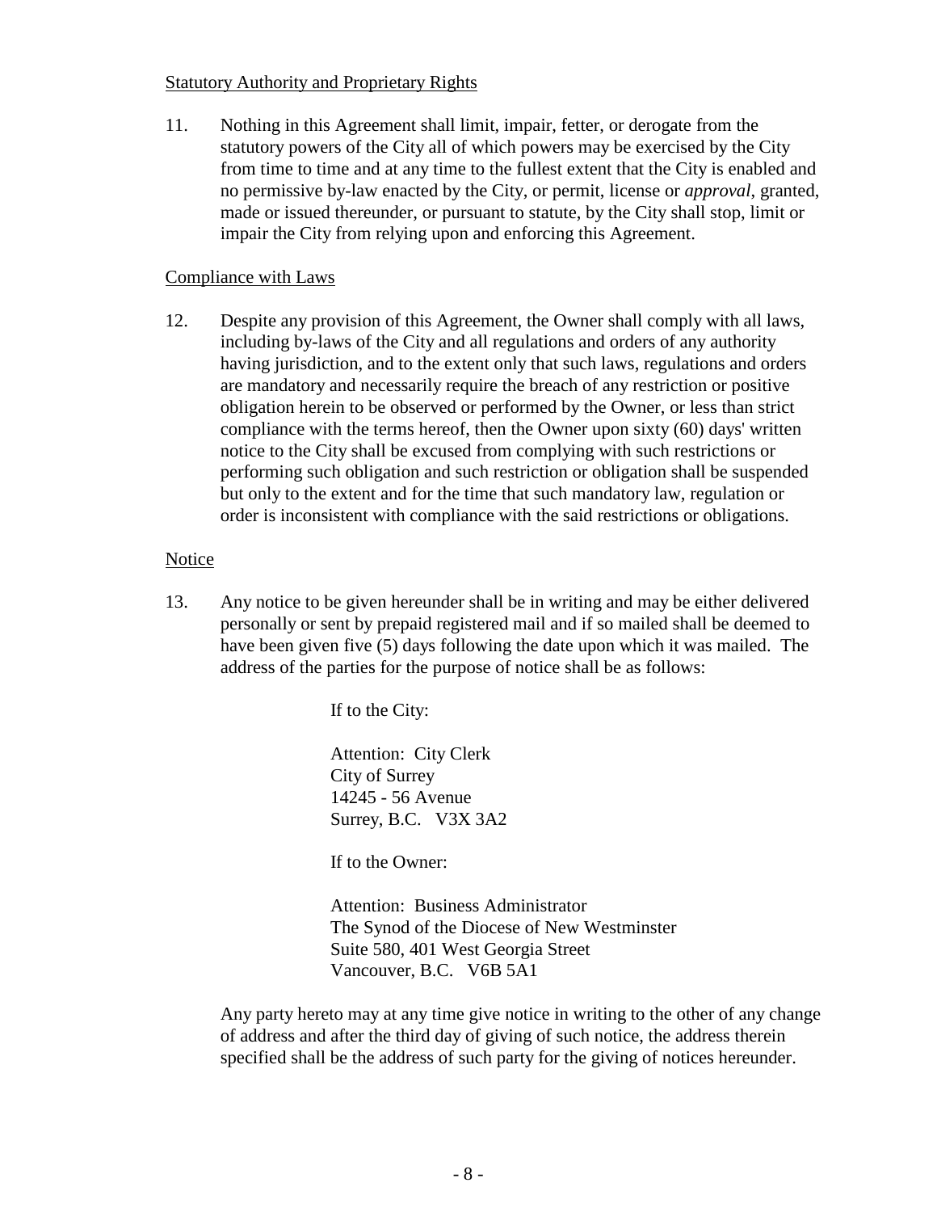Statutory Authority and Proprietary Rights

11. Nothing in this Agreement shall limit, impair, fetter, or derogate from the statutory powers of the City all of which powers may be exercised by the City from time to time and at any time to the fullest extent that the City is enabled and no permissive by-law enacted by the City, or permit, license or *approval*, granted, made or issued thereunder, or pursuant to statute, by the City shall stop, limit or impair the City from relying upon and enforcing this Agreement.

Compliance with Laws

12. Despite any provision of this Agreement, the Owner shall comply with all laws, including by-laws of the City and all regulations and orders of any authority having jurisdiction, and to the extent only that such laws, regulations and orders are mandatory and necessarily require the breach of any restriction or positive obligation herein to be observed or performed by the Owner, or less than strict compliance with the terms hereof, then the Owner upon sixty (60) days' written notice to the City shall be excused from complying with such restrictions or performing such obligation and such restriction or obligation shall be suspended but only to the extent and for the time that such mandatory law, regulation or order is inconsistent with compliance with the said restrictions or obligations.

Notice

13. Any notice to be given hereunder shall be in writing and may be either delivered personally or sent by prepaid registered mail and if so mailed shall be deemed to have been given five (5) days following the date upon which it was mailed. The address of the parties for the purpose of notice shall be as follows:

If to the City:

Attention: City Clerk
City of Surrey
14245 - 56 Avenue
Surrey, B.C. V3X 3A2

If to the Owner:

Attention: Business Administrator
The Synod of the Diocese of New Westminster
Suite 580, 401 West Georgia Street
Vancouver, B.C. V6B 5A1

Any party hereto may at any time give notice in writing to the other of any change of address and after the third day of giving of such notice, the address therein specified shall be the address of such party for the giving of notices hereunder.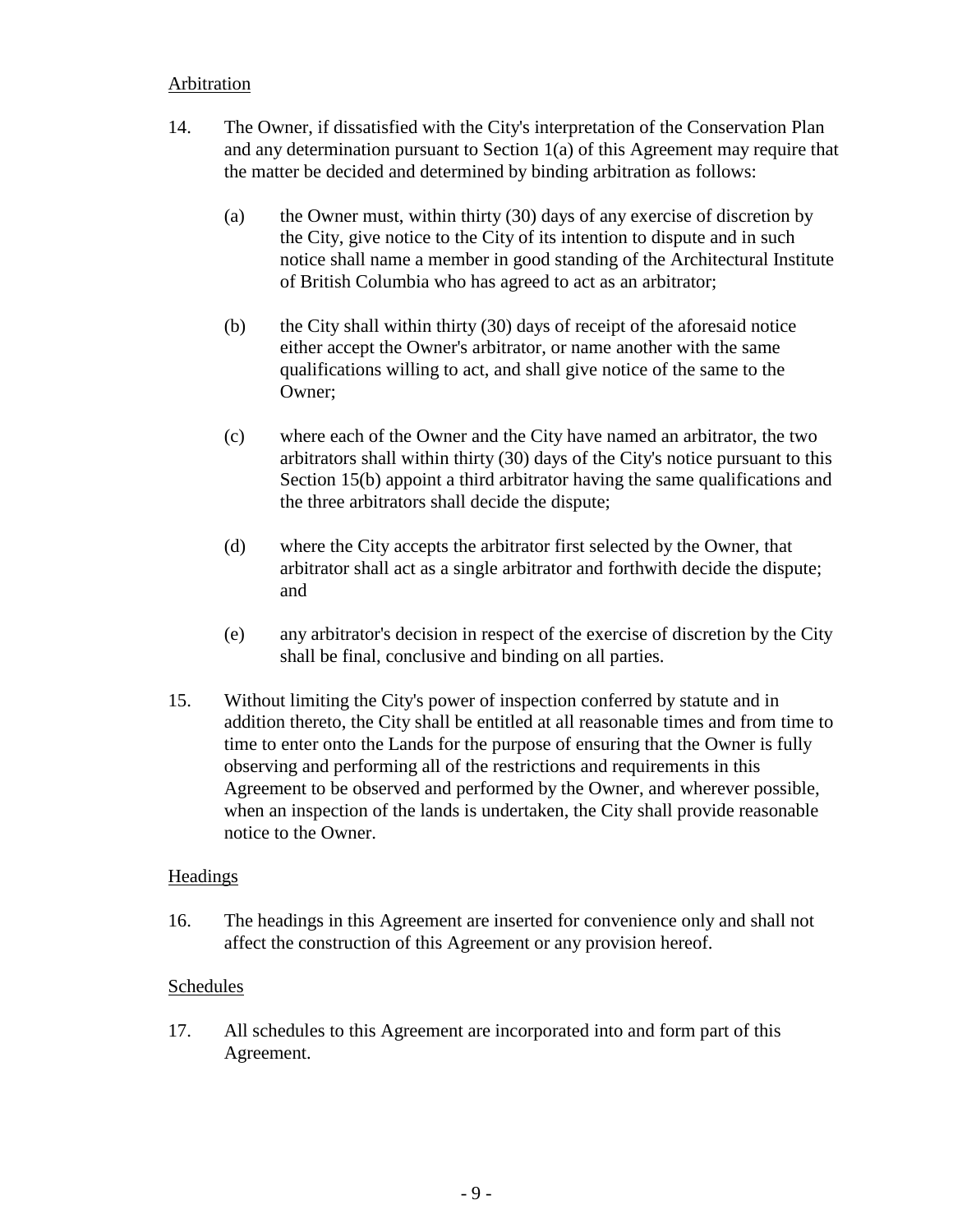Arbitration

14. The Owner, if dissatisfied with the City's interpretation of the Conservation Plan and any determination pursuant to Section 1(a) of this Agreement may require that the matter be decided and determined by binding arbitration as follows:

    (a) the Owner must, within thirty (30) days of any exercise of discretion by the City, give notice to the City of its intention to dispute and in such notice shall name a member in good standing of the Architectural Institute of British Columbia who has agreed to act as an arbitrator;

    (b) the City shall within thirty (30) days of receipt of the aforesaid notice either accept the Owner's arbitrator, or name another with the same qualifications willing to act, and shall give notice of the same to the Owner;

    (c) where each of the Owner and the City have named an arbitrator, the two arbitrators shall within thirty (30) days of the City's notice pursuant to this Section 15(b) appoint a third arbitrator having the same qualifications and the three arbitrators shall decide the dispute;

    (d) where the City accepts the arbitrator first selected by the Owner, that arbitrator shall act as a single arbitrator and forthwith decide the dispute; and

    (e) any arbitrator's decision in respect of the exercise of discretion by the City shall be final, conclusive and binding on all parties.

15. Without limiting the City's power of inspection conferred by statute and in addition thereto, the City shall be entitled at all reasonable times and from time to time to enter onto the Lands for the purpose of ensuring that the Owner is fully observing and performing all of the restrictions and requirements in this Agreement to be observed and performed by the Owner, and wherever possible, when an inspection of the lands is undertaken, the City shall provide reasonable notice to the Owner.

Headings

16. The headings in this Agreement are inserted for convenience only and shall not affect the construction of this Agreement or any provision hereof.

Schedules

17. All schedules to this Agreement are incorporated into and form part of this Agreement.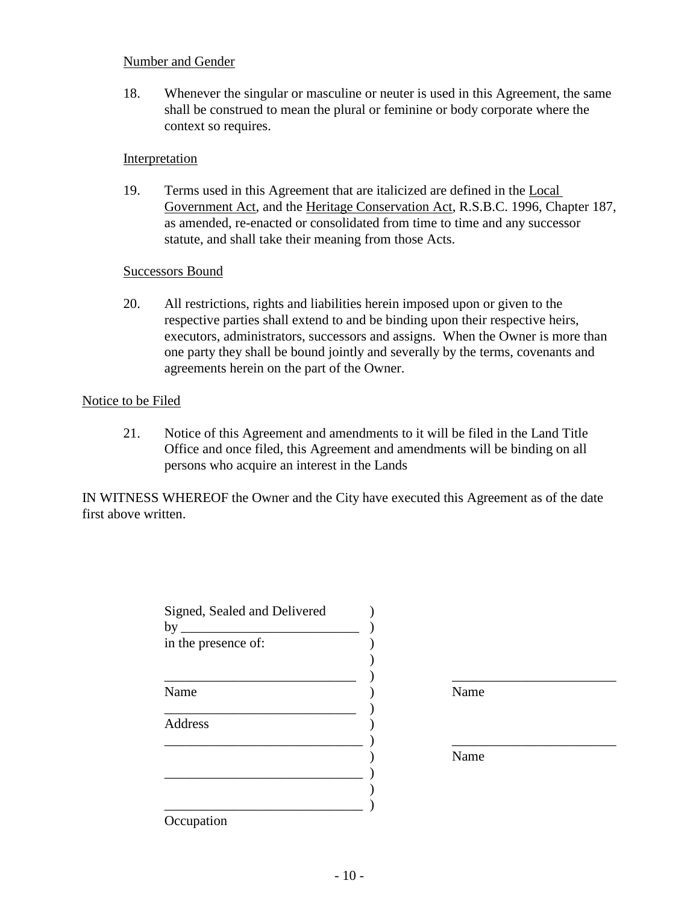Number and Gender

18. Whenever the singular or masculine or neuter is used in this Agreement, the same shall be construed to mean the plural or feminine or body corporate where the context so requires.

Interpretation

19. Terms used in this Agreement that are italicized are defined in the Local Government Act, and the Heritage Conservation Act, R.S.B.C. 1996, Chapter 187, as amended, re-enacted or consolidated from time to time and any successor statute, and shall take their meaning from those Acts.

Successors Bound

20. All restrictions, rights and liabilities herein imposed upon or given to the respective parties shall extend to and be binding upon their respective heirs, executors, administrators, successors and assigns. When the Owner is more than one party they shall be bound jointly and severally by the terms, covenants and agreements herein on the part of the Owner.

Notice to be Filed

21. Notice of this Agreement and amendments to it will be filed in the Land Title Office and once filed, this Agreement and amendments will be binding on all persons who acquire an interest in the Lands

IN WITNESS WHEREOF the Owner and the City have executed this Agreement as of the date first above written.

Signed, Sealed and Delivered )
by ___________________________ )
in the presence of: )
)
_____________________________ ) _________________________
Name ) Name
_____________________________ )
Address )
______________________________ ) _________________________
) Name
______________________________ )
)
______________________________ )
Occupation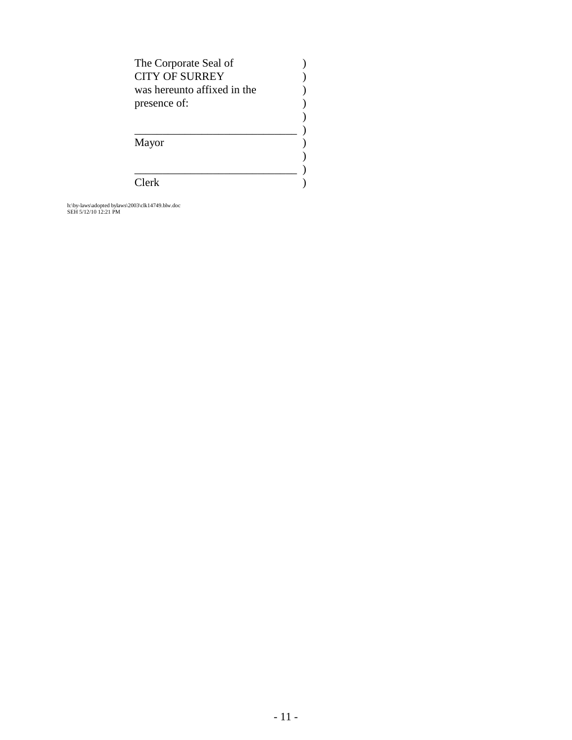The Corporate Seal of )
CITY OF SURREY )
was hereunto affixed in the )
presence of: )
)
______________________________ )
Mayor )
)
______________________________ )
Clerk )

h:\by-laws\adopted bylaws\2003\clk14749.blw.doc
SEH 5/12/10 12:21 PM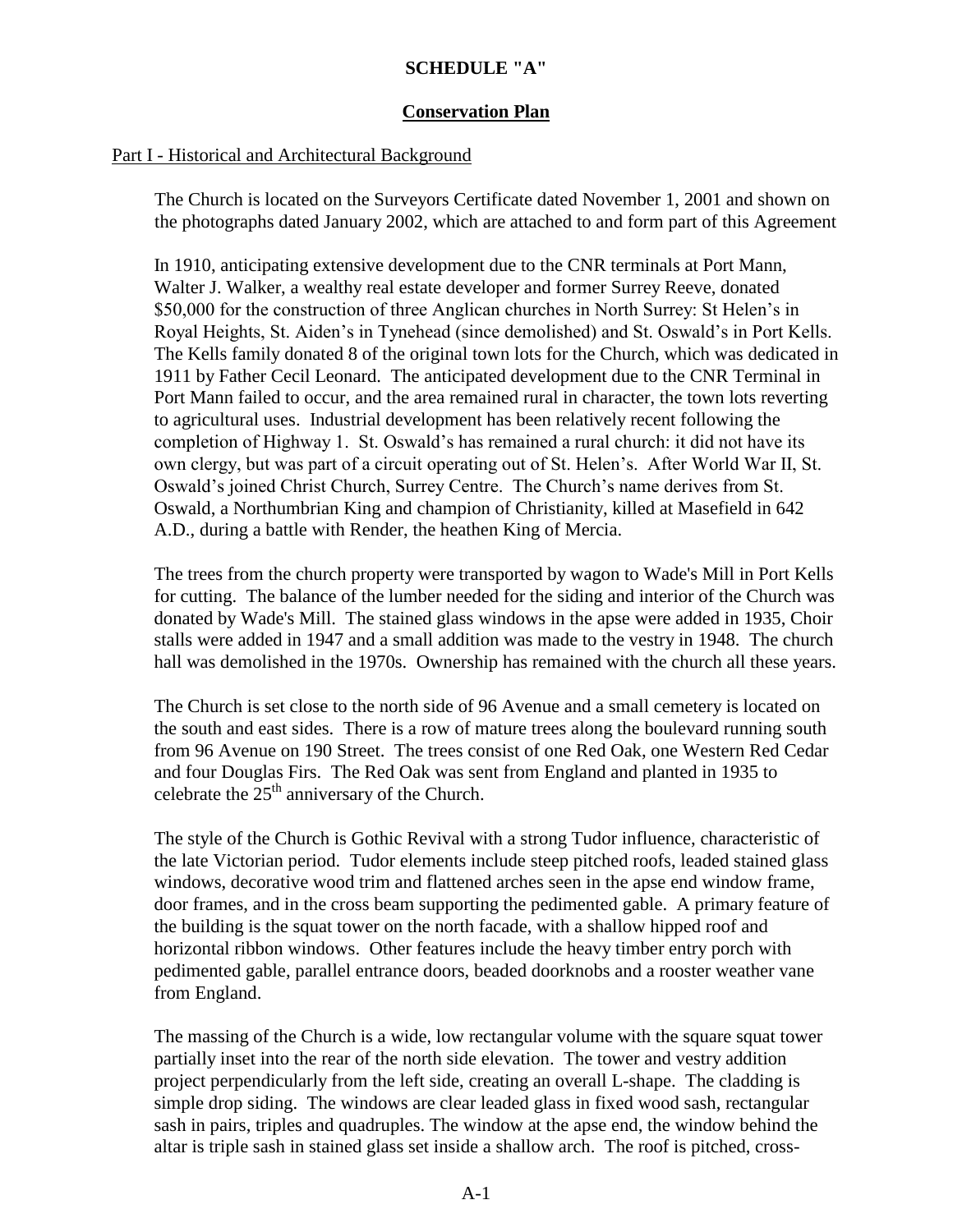**SCHEDULE "A"**

**Conservation Plan**

Part I - Historical and Architectural Background

The Church is located on the Surveyors Certificate dated November 1, 2001 and shown on the photographs dated January 2002, which are attached to and form part of this Agreement

In 1910, anticipating extensive development due to the CNR terminals at Port Mann, Walter J. Walker, a wealthy real estate developer and former Surrey Reeve, donated \$50,000 for the construction of three Anglican churches in North Surrey: St Helen's in Royal Heights, St. Aiden's in Tynehead (since demolished) and St. Oswald's in Port Kells. The Kells family donated 8 of the original town lots for the Church, which was dedicated in 1911 by Father Cecil Leonard. The anticipated development due to the CNR Terminal in Port Mann failed to occur, and the area remained rural in character, the town lots reverting to agricultural uses. Industrial development has been relatively recent following the completion of Highway 1. St. Oswald's has remained a rural church: it did not have its own clergy, but was part of a circuit operating out of St. Helen's. After World War II, St. Oswald's joined Christ Church, Surrey Centre. The Church's name derives from St. Oswald, a Northumbrian King and champion of Christianity, killed at Masefield in 642 A.D., during a battle with Render, the heathen King of Mercia.

The trees from the church property were transported by wagon to Wade's Mill in Port Kells for cutting. The balance of the lumber needed for the siding and interior of the Church was donated by Wade's Mill. The stained glass windows in the apse were added in 1935, Choir stalls were added in 1947 and a small addition was made to the vestry in 1948. The church hall was demolished in the 1970s. Ownership has remained with the church all these years.

The Church is set close to the north side of 96 Avenue and a small cemetery is located on the south and east sides. There is a row of mature trees along the boulevard running south from 96 Avenue on 190 Street. The trees consist of one Red Oak, one Western Red Cedar and four Douglas Firs. The Red Oak was sent from England and planted in 1935 to celebrate the 25th anniversary of the Church.

The style of the Church is Gothic Revival with a strong Tudor influence, characteristic of the late Victorian period. Tudor elements include steep pitched roofs, leaded stained glass windows, decorative wood trim and flattened arches seen in the apse end window frame, door frames, and in the cross beam supporting the pedimented gable. A primary feature of the building is the squat tower on the north facade, with a shallow hipped roof and horizontal ribbon windows. Other features include the heavy timber entry porch with pedimented gable, parallel entrance doors, beaded doorknobs and a rooster weather vane from England.

The massing of the Church is a wide, low rectangular volume with the square squat tower partially inset into the rear of the north side elevation. The tower and vestry addition project perpendicularly from the left side, creating an overall L-shape. The cladding is simple drop siding. The windows are clear leaded glass in fixed wood sash, rectangular sash in pairs, triples and quadruples. The window at the apse end, the window behind the altar is triple sash in stained glass set inside a shallow arch. The roof is pitched, cross-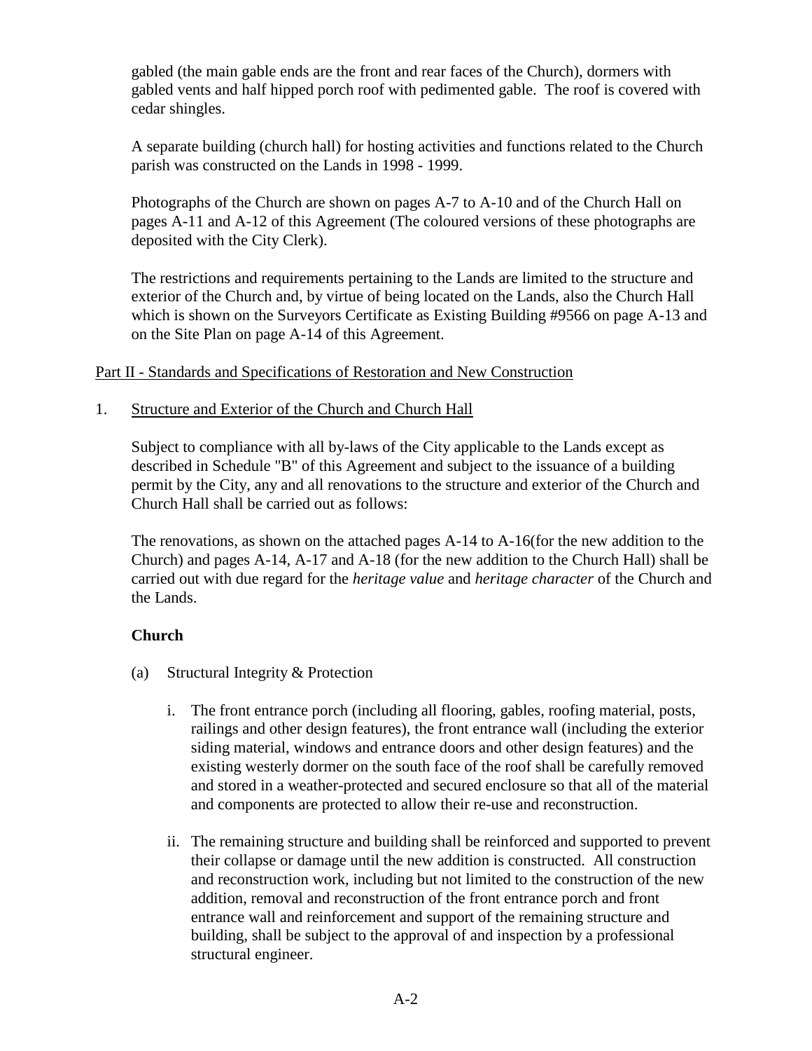gabled (the main gable ends are the front and rear faces of the Church), dormers with gabled vents and half hipped porch roof with pedimented gable. The roof is covered with cedar shingles.

A separate building (church hall) for hosting activities and functions related to the Church parish was constructed on the Lands in 1998 - 1999.

Photographs of the Church are shown on pages A-7 to A-10 and of the Church Hall on pages A-11 and A-12 of this Agreement (The coloured versions of these photographs are deposited with the City Clerk).

The restrictions and requirements pertaining to the Lands are limited to the structure and exterior of the Church and, by virtue of being located on the Lands, also the Church Hall which is shown on the Surveyors Certificate as Existing Building #9566 on page A-13 and on the Site Plan on page A-14 of this Agreement.

<u>Part II - Standards and Specifications of Restoration and New Construction</u>

1. <u>Structure and Exterior of the Church and Church Hall</u>

Subject to compliance with all by-laws of the City applicable to the Lands except as described in Schedule "B" of this Agreement and subject to the issuance of a building permit by the City, any and all renovations to the structure and exterior of the Church and Church Hall shall be carried out as follows:

The renovations, as shown on the attached pages A-14 to A-16(for the new addition to the Church) and pages A-14, A-17 and A-18 (for the new addition to the Church Hall) shall be carried out with due regard for the *heritage value* and *heritage character* of the Church and the Lands.

**Church**

(a) Structural Integrity & Protection

i. The front entrance porch (including all flooring, gables, roofing material, posts, railings and other design features), the front entrance wall (including the exterior siding material, windows and entrance doors and other design features) and the existing westerly dormer on the south face of the roof shall be carefully removed and stored in a weather-protected and secured enclosure so that all of the material and components are protected to allow their re-use and reconstruction.

ii. The remaining structure and building shall be reinforced and supported to prevent their collapse or damage until the new addition is constructed. All construction and reconstruction work, including but not limited to the construction of the new addition, removal and reconstruction of the front entrance porch and front entrance wall and reinforcement and support of the remaining structure and building, shall be subject to the approval of and inspection by a professional structural engineer.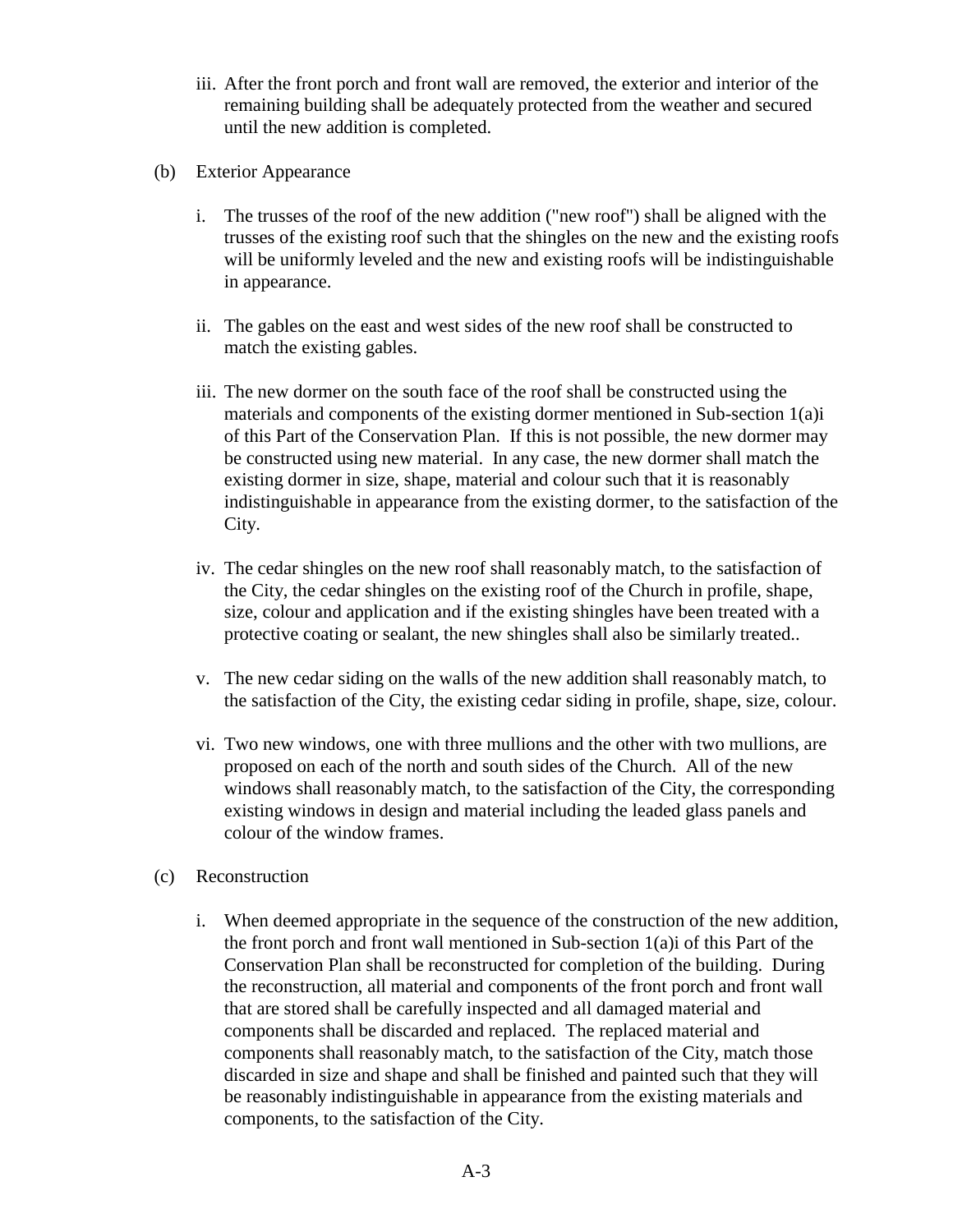iii. After the front porch and front wall are removed, the exterior and interior of the remaining building shall be adequately protected from the weather and secured until the new addition is completed.

(b) Exterior Appearance

i. The trusses of the roof of the new addition ("new roof") shall be aligned with the trusses of the existing roof such that the shingles on the new and the existing roofs will be uniformly leveled and the new and existing roofs will be indistinguishable in appearance.

ii. The gables on the east and west sides of the new roof shall be constructed to match the existing gables.

iii. The new dormer on the south face of the roof shall be constructed using the materials and components of the existing dormer mentioned in Sub-section 1(a)i of this Part of the Conservation Plan. If this is not possible, the new dormer may be constructed using new material. In any case, the new dormer shall match the existing dormer in size, shape, material and colour such that it is reasonably indistinguishable in appearance from the existing dormer, to the satisfaction of the City.

iv. The cedar shingles on the new roof shall reasonably match, to the satisfaction of the City, the cedar shingles on the existing roof of the Church in profile, shape, size, colour and application and if the existing shingles have been treated with a protective coating or sealant, the new shingles shall also be similarly treated..

v. The new cedar siding on the walls of the new addition shall reasonably match, to the satisfaction of the City, the existing cedar siding in profile, shape, size, colour.

vi. Two new windows, one with three mullions and the other with two mullions, are proposed on each of the north and south sides of the Church. All of the new windows shall reasonably match, to the satisfaction of the City, the corresponding existing windows in design and material including the leaded glass panels and colour of the window frames.

(c) Reconstruction

i. When deemed appropriate in the sequence of the construction of the new addition, the front porch and front wall mentioned in Sub-section 1(a)i of this Part of the Conservation Plan shall be reconstructed for completion of the building. During the reconstruction, all material and components of the front porch and front wall that are stored shall be carefully inspected and all damaged material and components shall be discarded and replaced. The replaced material and components shall reasonably match, to the satisfaction of the City, match those discarded in size and shape and shall be finished and painted such that they will be reasonably indistinguishable in appearance from the existing materials and components, to the satisfaction of the City.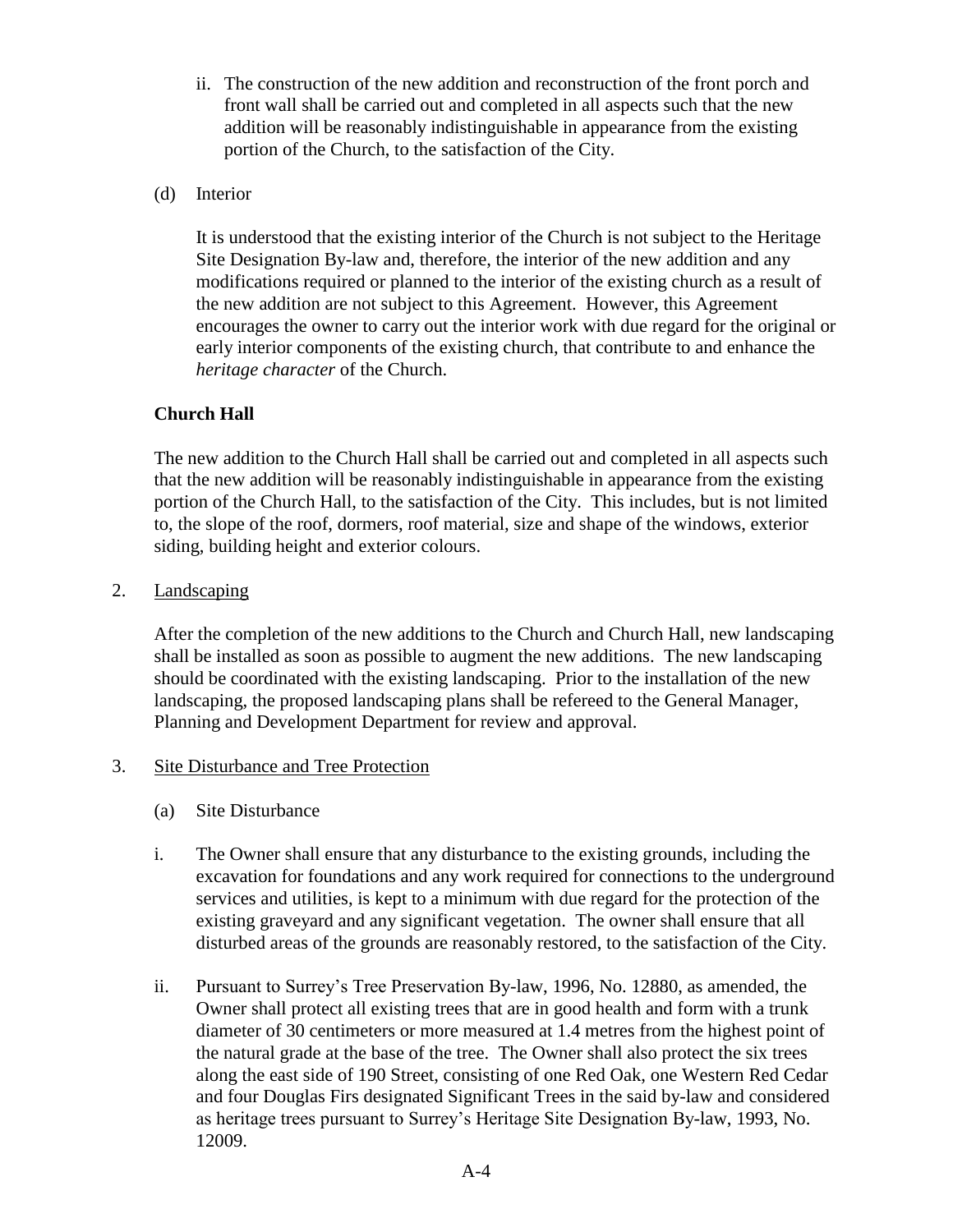ii. The construction of the new addition and reconstruction of the front porch and front wall shall be carried out and completed in all aspects such that the new addition will be reasonably indistinguishable in appearance from the existing portion of the Church, to the satisfaction of the City.

(d) Interior

It is understood that the existing interior of the Church is not subject to the Heritage Site Designation By-law and, therefore, the interior of the new addition and any modifications required or planned to the interior of the existing church as a result of the new addition are not subject to this Agreement. However, this Agreement encourages the owner to carry out the interior work with due regard for the original or early interior components of the existing church, that contribute to and enhance the *heritage character* of the Church.

**Church Hall**

The new addition to the Church Hall shall be carried out and completed in all aspects such that the new addition will be reasonably indistinguishable in appearance from the existing portion of the Church Hall, to the satisfaction of the City. This includes, but is not limited to, the slope of the roof, dormers, roof material, size and shape of the windows, exterior siding, building height and exterior colours.

2. Landscaping

After the completion of the new additions to the Church and Church Hall, new landscaping shall be installed as soon as possible to augment the new additions. The new landscaping should be coordinated with the existing landscaping. Prior to the installation of the new landscaping, the proposed landscaping plans shall be refereed to the General Manager, Planning and Development Department for review and approval.

3. Site Disturbance and Tree Protection

(a) Site Disturbance

i. The Owner shall ensure that any disturbance to the existing grounds, including the excavation for foundations and any work required for connections to the underground services and utilities, is kept to a minimum with due regard for the protection of the existing graveyard and any significant vegetation. The owner shall ensure that all disturbed areas of the grounds are reasonably restored, to the satisfaction of the City.

ii. Pursuant to Surrey's Tree Preservation By-law, 1996, No. 12880, as amended, the Owner shall protect all existing trees that are in good health and form with a trunk diameter of 30 centimeters or more measured at 1.4 metres from the highest point of the natural grade at the base of the tree. The Owner shall also protect the six trees along the east side of 190 Street, consisting of one Red Oak, one Western Red Cedar and four Douglas Firs designated Significant Trees in the said by-law and considered as heritage trees pursuant to Surrey's Heritage Site Designation By-law, 1993, No. 12009.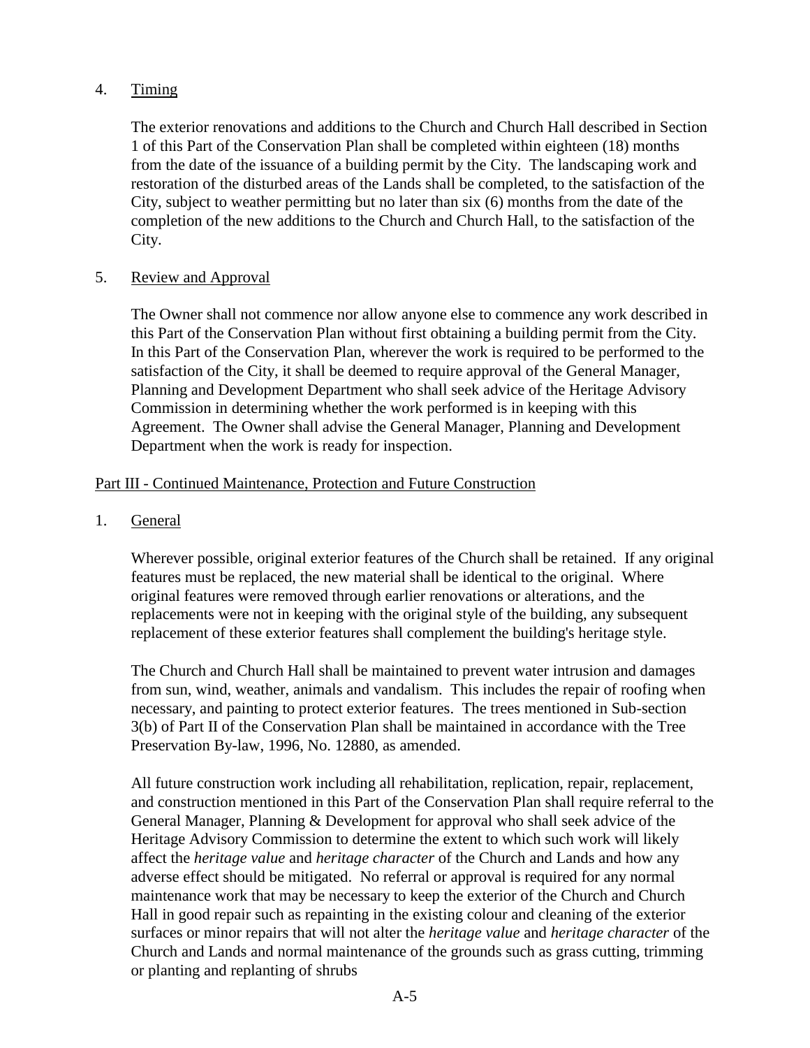4. Timing

The exterior renovations and additions to the Church and Church Hall described in Section 1 of this Part of the Conservation Plan shall be completed within eighteen (18) months from the date of the issuance of a building permit by the City. The landscaping work and restoration of the disturbed areas of the Lands shall be completed, to the satisfaction of the City, subject to weather permitting but no later than six (6) months from the date of the completion of the new additions to the Church and Church Hall, to the satisfaction of the City.

5. Review and Approval

The Owner shall not commence nor allow anyone else to commence any work described in this Part of the Conservation Plan without first obtaining a building permit from the City. In this Part of the Conservation Plan, wherever the work is required to be performed to the satisfaction of the City, it shall be deemed to require approval of the General Manager, Planning and Development Department who shall seek advice of the Heritage Advisory Commission in determining whether the work performed is in keeping with this Agreement. The Owner shall advise the General Manager, Planning and Development Department when the work is ready for inspection.

## Part III - Continued Maintenance, Protection and Future Construction

1. General

Wherever possible, original exterior features of the Church shall be retained. If any original features must be replaced, the new material shall be identical to the original. Where original features were removed through earlier renovations or alterations, and the replacements were not in keeping with the original style of the building, any subsequent replacement of these exterior features shall complement the building's heritage style.

The Church and Church Hall shall be maintained to prevent water intrusion and damages from sun, wind, weather, animals and vandalism. This includes the repair of roofing when necessary, and painting to protect exterior features. The trees mentioned in Sub-section 3(b) of Part II of the Conservation Plan shall be maintained in accordance with the Tree Preservation By-law, 1996, No. 12880, as amended.

All future construction work including all rehabilitation, replication, repair, replacement, and construction mentioned in this Part of the Conservation Plan shall require referral to the General Manager, Planning & Development for approval who shall seek advice of the Heritage Advisory Commission to determine the extent to which such work will likely affect the *heritage value* and *heritage character* of the Church and Lands and how any adverse effect should be mitigated. No referral or approval is required for any normal maintenance work that may be necessary to keep the exterior of the Church and Church Hall in good repair such as repainting in the existing colour and cleaning of the exterior surfaces or minor repairs that will not alter the *heritage value* and *heritage character* of the Church and Lands and normal maintenance of the grounds such as grass cutting, trimming or planting and replanting of shrubs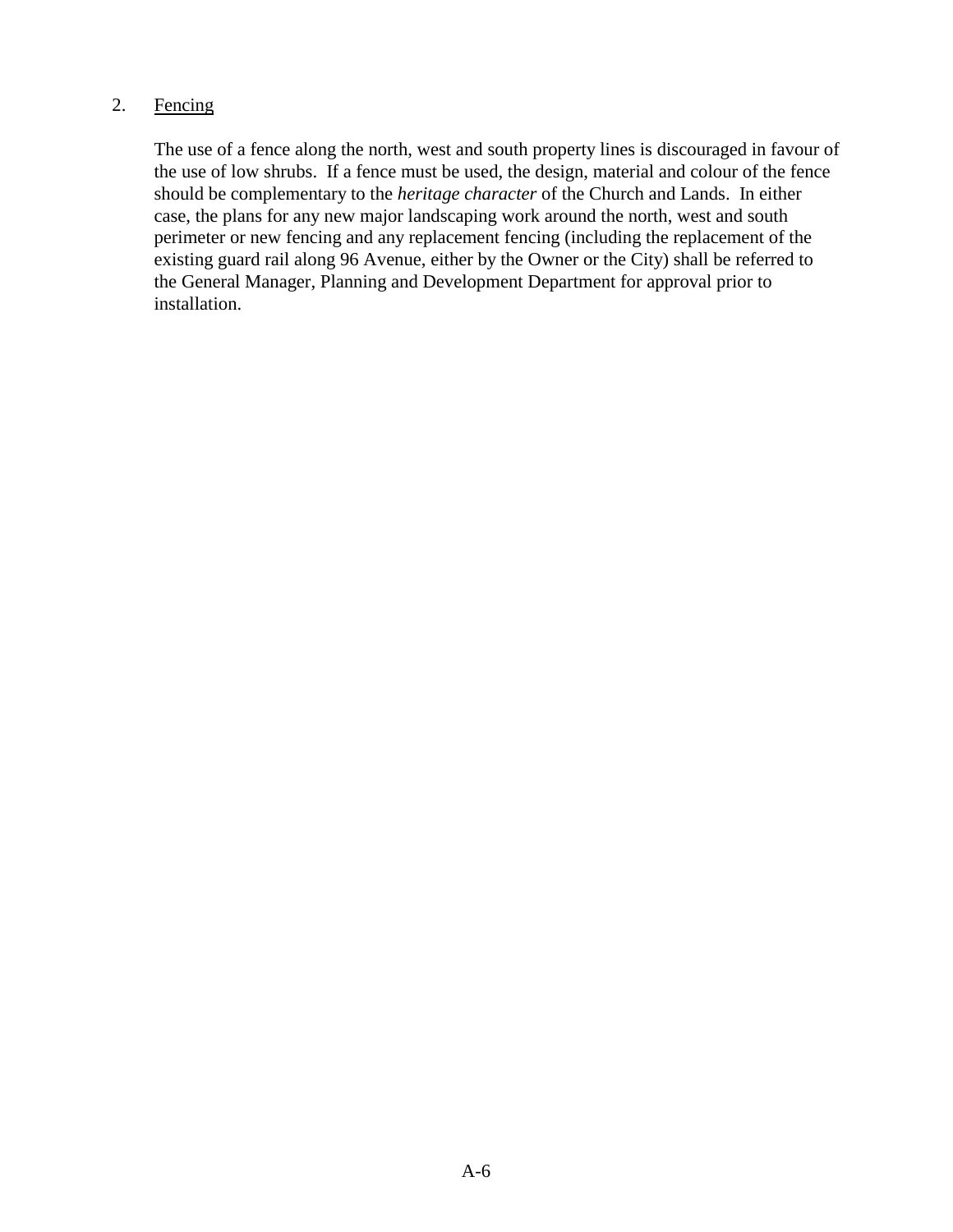2. <u>Fencing</u>

The use of a fence along the north, west and south property lines is discouraged in favour of the use of low shrubs. If a fence must be used, the design, material and colour of the fence should be complementary to the *heritage character* of the Church and Lands. In either case, the plans for any new major landscaping work around the north, west and south perimeter or new fencing and any replacement fencing (including the replacement of the existing guard rail along 96 Avenue, either by the Owner or the City) shall be referred to the General Manager, Planning and Development Department for approval prior to installation.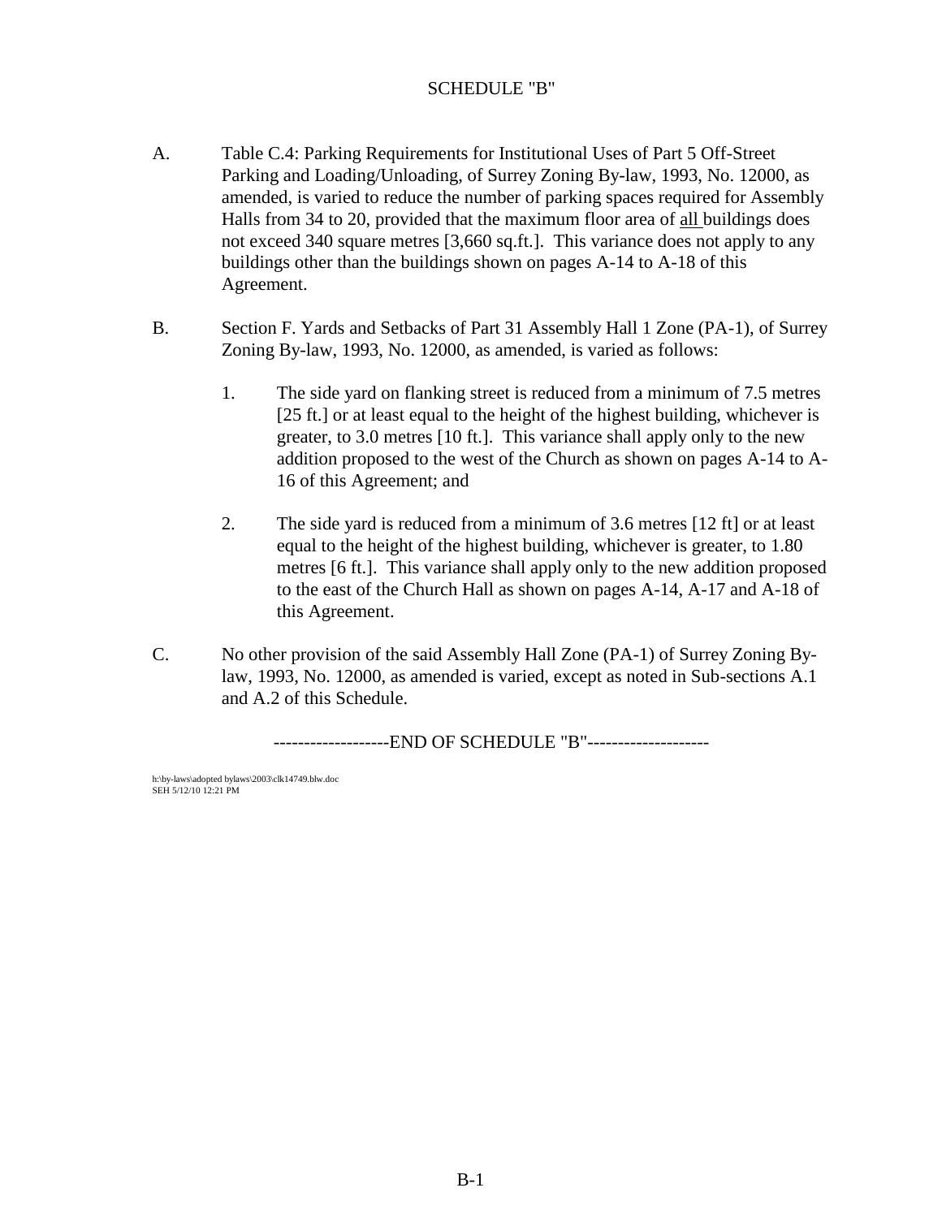SCHEDULE "B"

A. Table C.4: Parking Requirements for Institutional Uses of Part 5 Off-Street Parking and Loading/Unloading, of Surrey Zoning By-law, 1993, No. 12000, as amended, is varied to reduce the number of parking spaces required for Assembly Halls from 34 to 20, provided that the maximum floor area of <u>all</u> buildings does not exceed 340 square metres [3,660 sq.ft.]. This variance does not apply to any buildings other than the buildings shown on pages A-14 to A-18 of this Agreement.

B. Section F. Yards and Setbacks of Part 31 Assembly Hall 1 Zone (PA-1), of Surrey Zoning By-law, 1993, No. 12000, as amended, is varied as follows:

1. The side yard on flanking street is reduced from a minimum of 7.5 metres [25 ft.] or at least equal to the height of the highest building, whichever is greater, to 3.0 metres [10 ft.]. This variance shall apply only to the new addition proposed to the west of the Church as shown on pages A-14 to A-16 of this Agreement; and

2. The side yard is reduced from a minimum of 3.6 metres [12 ft] or at least equal to the height of the highest building, whichever is greater, to 1.80 metres [6 ft.]. This variance shall apply only to the new addition proposed to the east of the Church Hall as shown on pages A-14, A-17 and A-18 of this Agreement.

C. No other provision of the said Assembly Hall Zone (PA-1) of Surrey Zoning By-law, 1993, No. 12000, as amended is varied, except as noted in Sub-sections A.1 and A.2 of this Schedule.

-------------------END OF SCHEDULE "B"--------------------

h:\by-laws\adopted bylaws\2003\clk14749.blw.doc
SEH 5/12/10 12:21 PM